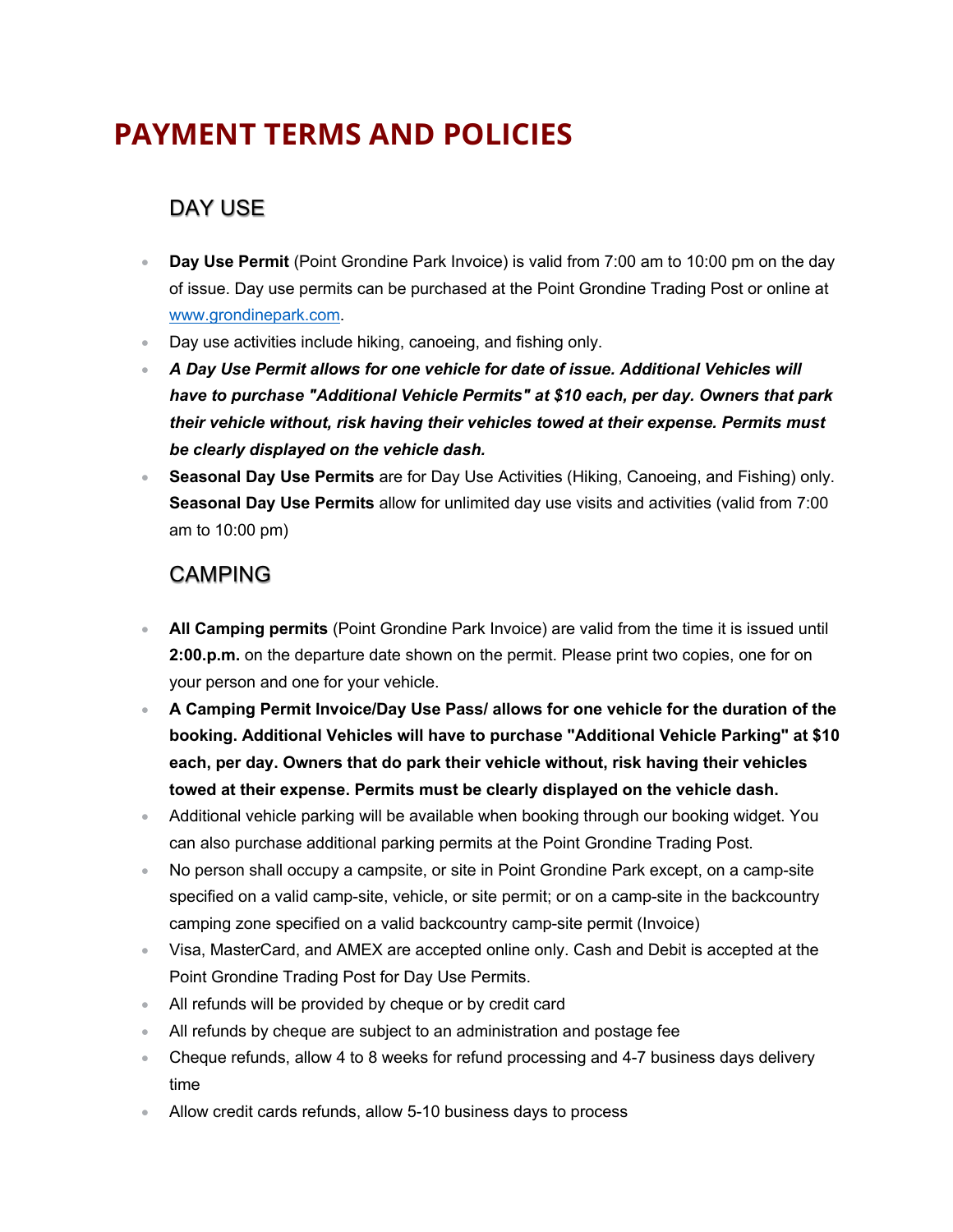# PAYMENT TERMS AND POLICIES

## DAY USE

- **Day Use Permit** (Point Grondine Park Invoice) is valid from 7:00 am to 10:00 pm on the day of issue. Day use permits can be purchased at the Point Grondine Trading Post or online at [www.grondinepark.com](http://www.grondinepark.com).
- Day use activities include hiking, canoeing, and fishing only.
- ***A Day Use Permit allows for one vehicle for date of issue. Additional Vehicles will have to purchase "Additional Vehicle Permits" at $10 each, per day. Owners that park their vehicle without, risk having their vehicles towed at their expense. Permits must be clearly displayed on the vehicle dash.***
- **Seasonal Day Use Permits** are for Day Use Activities (Hiking, Canoeing, and Fishing) only. **Seasonal Day Use Permits** allow for unlimited day use visits and activities (valid from 7:00 am to 10:00 pm)

## CAMPING

- **All Camping permits** (Point Grondine Park Invoice) are valid from the time it is issued until **2:00.p.m.** on the departure date shown on the permit. Please print two copies, one for on your person and one for your vehicle.
- **A Camping Permit Invoice/Day Use Pass/ allows for one vehicle for the duration of the booking. Additional Vehicles will have to purchase "Additional Vehicle Parking" at $10 each, per day. Owners that do park their vehicle without, risk having their vehicles towed at their expense. Permits must be clearly displayed on the vehicle dash.**
- Additional vehicle parking will be available when booking through our booking widget. You can also purchase additional parking permits at the Point Grondine Trading Post.
- No person shall occupy a campsite, or site in Point Grondine Park except, on a camp-site specified on a valid camp-site, vehicle, or site permit; or on a camp-site in the backcountry camping zone specified on a valid backcountry camp-site permit (Invoice)
- Visa, MasterCard, and AMEX are accepted online only. Cash and Debit is accepted at the Point Grondine Trading Post for Day Use Permits.
- All refunds will be provided by cheque or by credit card
- All refunds by cheque are subject to an administration and postage fee
- Cheque refunds, allow 4 to 8 weeks for refund processing and 4-7 business days delivery time
- Allow credit cards refunds, allow 5-10 business days to process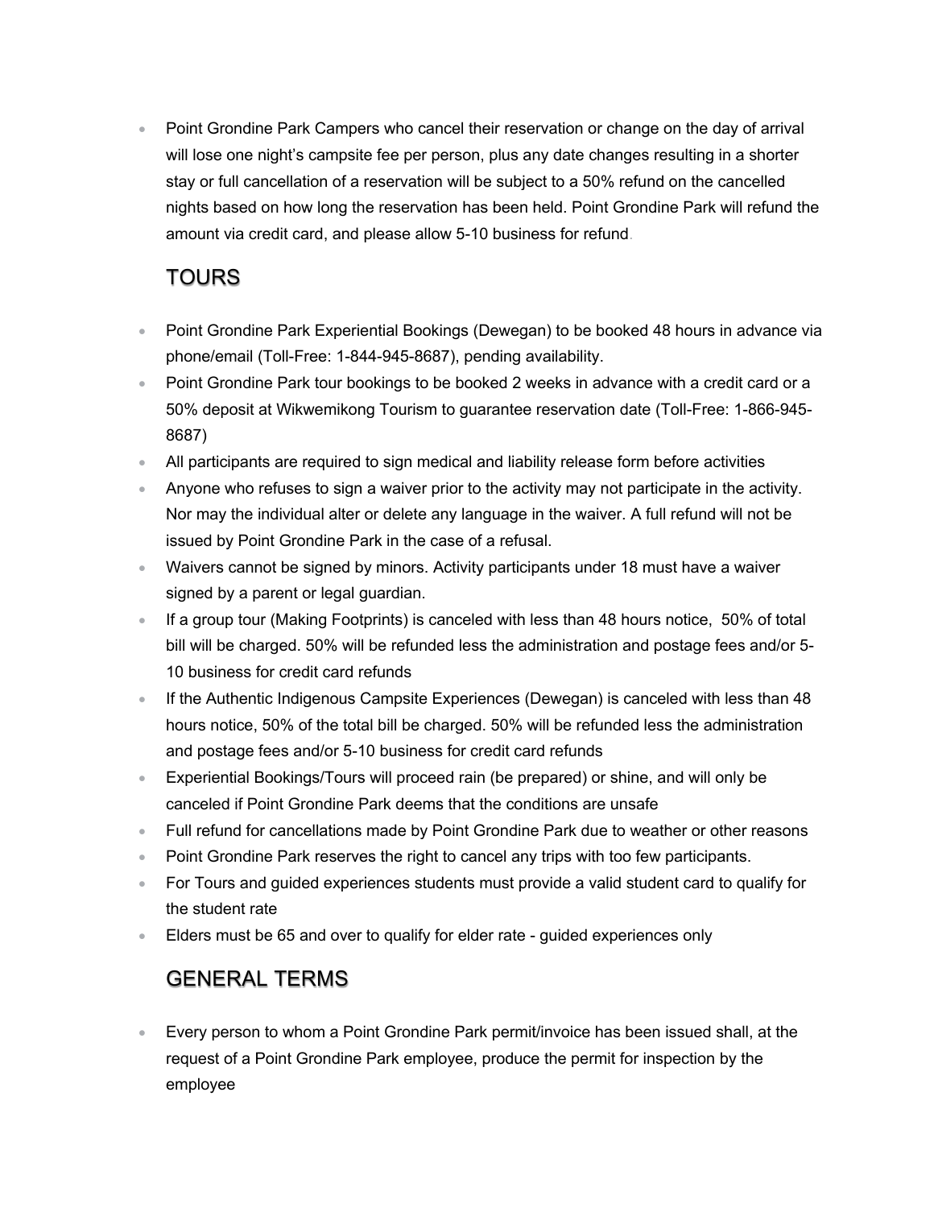- Point Grondine Park Campers who cancel their reservation or change on the day of arrival will lose one night's campsite fee per person, plus any date changes resulting in a shorter stay or full cancellation of a reservation will be subject to a 50% refund on the cancelled nights based on how long the reservation has been held. Point Grondine Park will refund the amount via credit card, and please allow 5-10 business for refund.

## TOURS

- Point Grondine Park Experiential Bookings (Dewegan) to be booked 48 hours in advance via phone/email (Toll-Free: 1-844-945-8687), pending availability.
- Point Grondine Park tour bookings to be booked 2 weeks in advance with a credit card or a 50% deposit at Wikwemikong Tourism to guarantee reservation date (Toll-Free: 1-866-945-8687)
- All participants are required to sign medical and liability release form before activities
- Anyone who refuses to sign a waiver prior to the activity may not participate in the activity. Nor may the individual alter or delete any language in the waiver. A full refund will not be issued by Point Grondine Park in the case of a refusal.
- Waivers cannot be signed by minors. Activity participants under 18 must have a waiver signed by a parent or legal guardian.
- If a group tour (Making Footprints) is canceled with less than 48 hours notice, 50% of total bill will be charged. 50% will be refunded less the administration and postage fees and/or 5-10 business for credit card refunds
- If the Authentic Indigenous Campsite Experiences (Dewegan) is canceled with less than 48 hours notice, 50% of the total bill be charged. 50% will be refunded less the administration and postage fees and/or 5-10 business for credit card refunds
- Experiential Bookings/Tours will proceed rain (be prepared) or shine, and will only be canceled if Point Grondine Park deems that the conditions are unsafe
- Full refund for cancellations made by Point Grondine Park due to weather or other reasons
- Point Grondine Park reserves the right to cancel any trips with too few participants.
- For Tours and guided experiences students must provide a valid student card to qualify for the student rate
- Elders must be 65 and over to qualify for elder rate - guided experiences only

## GENERAL TERMS

- Every person to whom a Point Grondine Park permit/invoice has been issued shall, at the request of a Point Grondine Park employee, produce the permit for inspection by the employee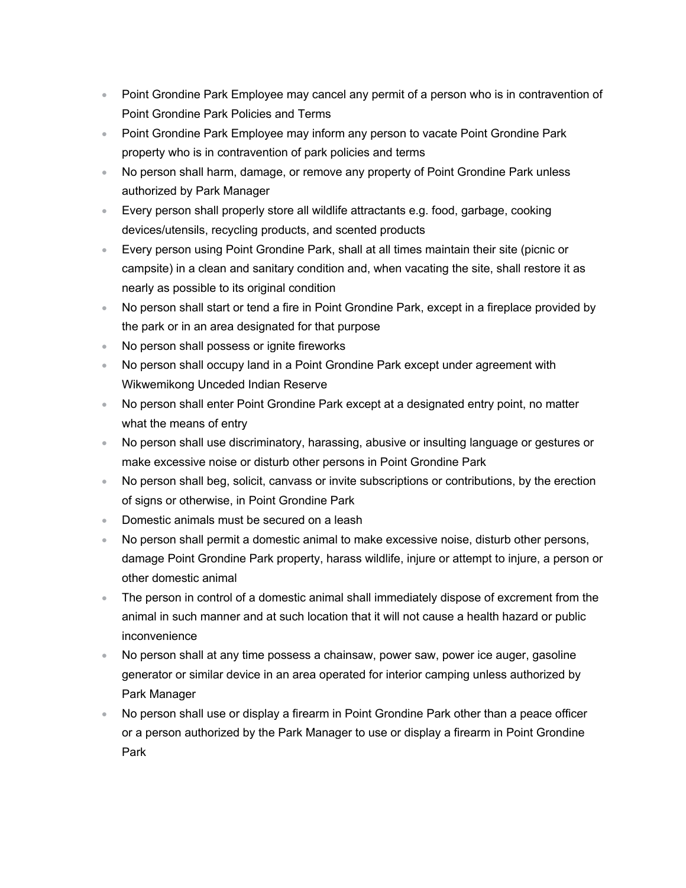- Point Grondine Park Employee may cancel any permit of a person who is in contravention of Point Grondine Park Policies and Terms
- Point Grondine Park Employee may inform any person to vacate Point Grondine Park property who is in contravention of park policies and terms
- No person shall harm, damage, or remove any property of Point Grondine Park unless authorized by Park Manager
- Every person shall properly store all wildlife attractants e.g. food, garbage, cooking devices/utensils, recycling products, and scented products
- Every person using Point Grondine Park, shall at all times maintain their site (picnic or campsite) in a clean and sanitary condition and, when vacating the site, shall restore it as nearly as possible to its original condition
- No person shall start or tend a fire in Point Grondine Park, except in a fireplace provided by the park or in an area designated for that purpose
- No person shall possess or ignite fireworks
- No person shall occupy land in a Point Grondine Park except under agreement with Wikwemikong Unceded Indian Reserve
- No person shall enter Point Grondine Park except at a designated entry point, no matter what the means of entry
- No person shall use discriminatory, harassing, abusive or insulting language or gestures or make excessive noise or disturb other persons in Point Grondine Park
- No person shall beg, solicit, canvass or invite subscriptions or contributions, by the erection of signs or otherwise, in Point Grondine Park
- Domestic animals must be secured on a leash
- No person shall permit a domestic animal to make excessive noise, disturb other persons, damage Point Grondine Park property, harass wildlife, injure or attempt to injure, a person or other domestic animal
- The person in control of a domestic animal shall immediately dispose of excrement from the animal in such manner and at such location that it will not cause a health hazard or public inconvenience
- No person shall at any time possess a chainsaw, power saw, power ice auger, gasoline generator or similar device in an area operated for interior camping unless authorized by Park Manager
- No person shall use or display a firearm in Point Grondine Park other than a peace officer or a person authorized by the Park Manager to use or display a firearm in Point Grondine Park